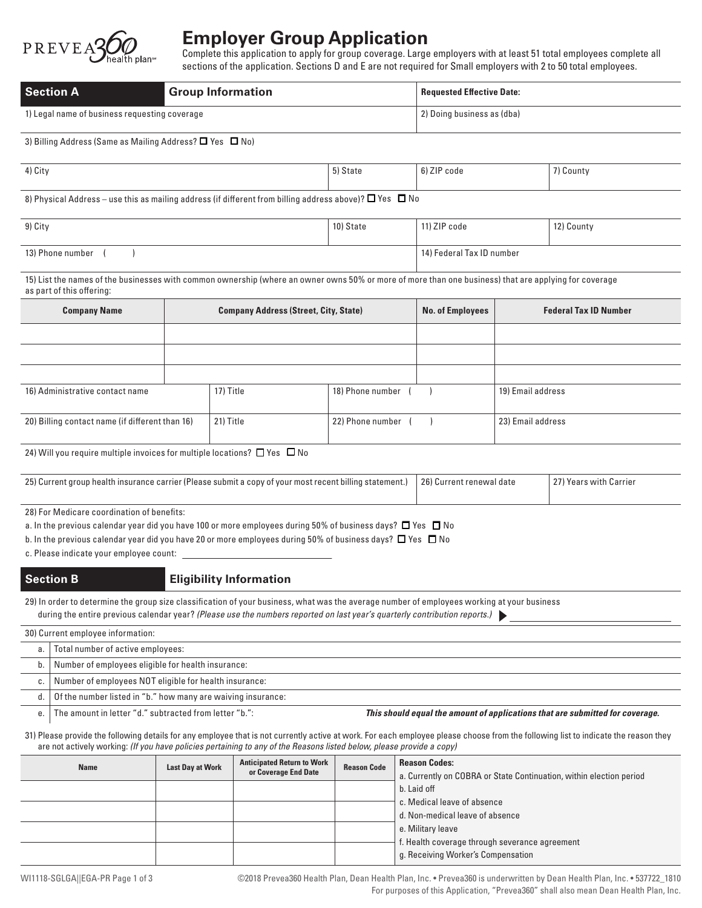PREVEA360 health plan℠

# Employer Group Application

Complete this application to apply for group coverage. Large employers with at least 51 total employees complete all sections of the application. Sections D and E are not required for Small employers with 2 to 50 total employees.

## Section A — Group Information

**Requested Effective Date:**

| 1) Legal name of business requesting coverage | 2) Doing business as (dba) |
|---|---|
| | |

3) Billing Address (Same as Mailing Address? ☐ Yes ☐ No)

| 4) City | 5) State | 6) ZIP code | 7) County |
|---|---|---|---|
| | | | |

8) Physical Address – use this as mailing address (if different from billing address above)? ☐ Yes ☐ No

| 9) City | 10) State | 11) ZIP code | 12) County |
|---|---|---|---|
| | | | |

| 13) Phone number ( ) | 14) Federal Tax ID number |
|---|---|
| | |

15) List the names of the businesses with common ownership (where an owner owns 50% or more of more than one business) that are applying for coverage as part of this offering:

| Company Name | Company Address (Street, City, State) | No. of Employees | Federal Tax ID Number |
|---|---|---|---|
| | | | |
| | | | |
| | | | |

| 16) Administrative contact name | 17) Title | 18) Phone number ( ) | 19) Email address |
|---|---|---|---|
| 20) Billing contact name (if different than 16) | 21) Title | 22) Phone number ( ) | 23) Email address |

24) Will you require multiple invoices for multiple locations? ☐ Yes ☐ No

| 25) Current group health insurance carrier (Please submit a copy of your most recent billing statement.) | 26) Current renewal date | 27) Years with Carrier |
|---|---|---|
| | | |

28) For Medicare coordination of benefits:

a. In the previous calendar year did you have 100 or more employees during 50% of business days? ☐ Yes ☐ No

b. In the previous calendar year did you have 20 or more employees during 50% of business days? ☐ Yes ☐ No

c. Please indicate your employee count: ______________________

## Section B — Eligibility Information

29) In order to determine the group size classification of your business, what was the average number of employees working at your business during the entire previous calendar year? *(Please use the numbers reported on last year's quarterly contribution reports.)* ______________________

30) Current employee information:

| | |
|---|---|
| a. | Total number of active employees: |
| b. | Number of employees eligible for health insurance: |
| c. | Number of employees NOT eligible for health insurance: |
| d. | Of the number listed in "b." how many are waiving insurance: |
| e. | The amount in letter "d." subtracted from letter "b.": ***This should equal the amount of applications that are submitted for coverage.*** |

31) Please provide the following details for any employee that is not currently active at work. For each employee please choose from the following list to indicate the reason they are not actively working: *(If you have policies pertaining to any of the Reasons listed below, please provide a copy)*

| Name | Last Day at Work | Anticipated Return to Work or Coverage End Date | Reason Code |
|---|---|---|---|
| | | | |
| | | | |
| | | | |
| | | | |

**Reason Codes:**

a. Currently on COBRA or State Continuation, within election period
b. Laid off
c. Medical leave of absence
d. Non-medical leave of absence
e. Military leave
f. Health coverage through severance agreement
g. Receiving Worker's Compensation

WI1118-SGLGA||EGA-PR

©2018 Prevea360 Health Plan, Dean Health Plan, Inc. • Prevea360 is underwritten by Dean Health Plan, Inc. • 537722_1810
For purposes of this Application, "Prevea360" shall also mean Dean Health Plan, Inc.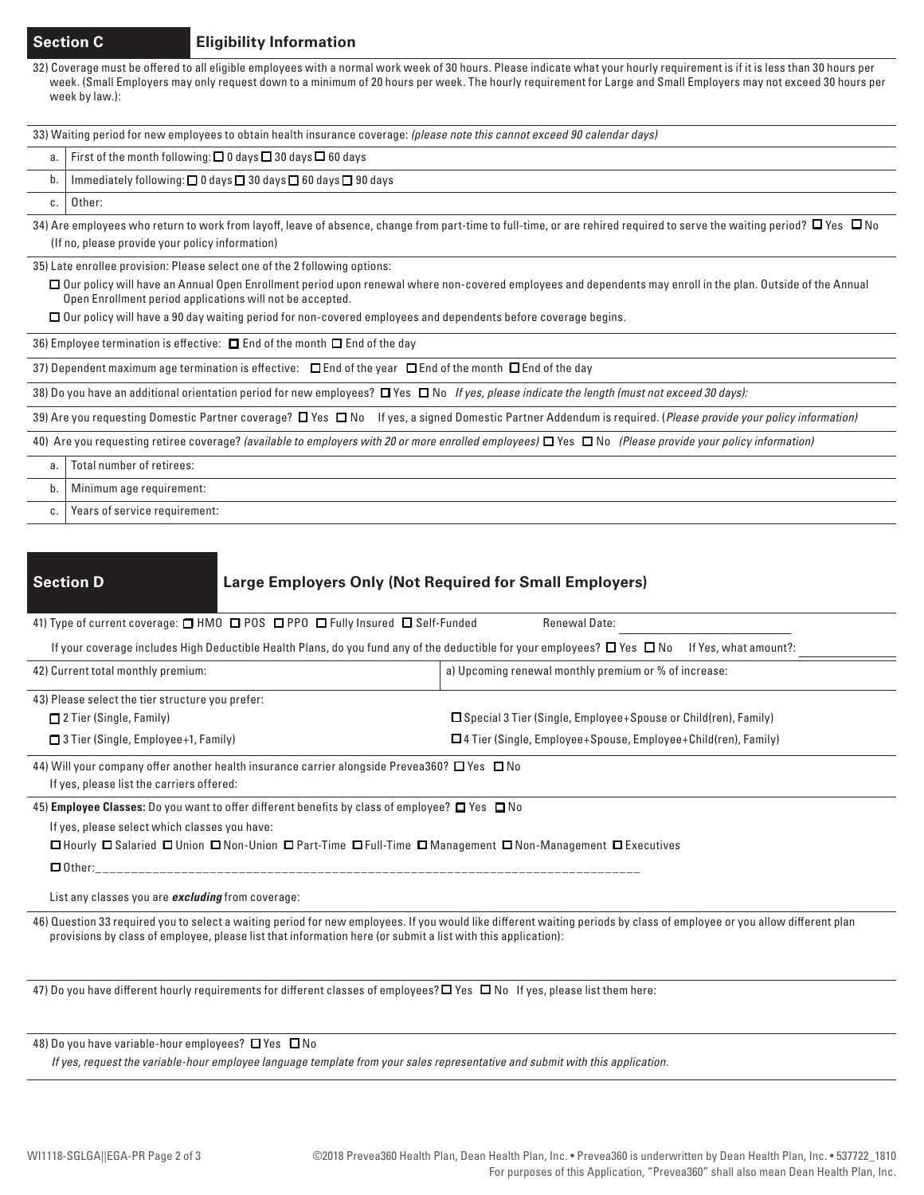## Section C — Eligibility Information

32) Coverage must be offered to all eligible employees with a normal work week of 30 hours. Please indicate what your hourly requirement is if it is less than 30 hours per week. (Small Employers may only request down to a minimum of 20 hours per week. The hourly requirement for Large and Small Employers may not exceed 30 hours per week by law.):

33) Waiting period for new employees to obtain health insurance coverage: *(please note this cannot exceed 90 calendar days)*

| | |
|---|---|
| a. | First of the month following: ☐ 0 days ☐ 30 days ☐ 60 days |
| b. | Immediately following: ☐ 0 days ☐ 30 days ☐ 60 days ☐ 90 days |
| c. | Other: |

34) Are employees who return to work from layoff, leave of absence, change from part-time to full-time, or are rehired required to serve the waiting period? ☐ Yes ☐ No (If no, please provide your policy information)

35) Late enrollee provision: Please select one of the 2 following options:

☐ Our policy will have an Annual Open Enrollment period upon renewal where non-covered employees and dependents may enroll in the plan. Outside of the Annual Open Enrollment period applications will not be accepted.

☐ Our policy will have a 90 day waiting period for non-covered employees and dependents before coverage begins.

36) Employee termination is effective: ☐ End of the month ☐ End of the day

37) Dependent maximum age termination is effective: ☐ End of the year ☐ End of the month ☐ End of the day

38) Do you have an additional orientation period for new employees? ☐ Yes ☐ No *If yes, please indicate the length (must not exceed 30 days):*

39) Are you requesting Domestic Partner coverage? ☐ Yes ☐ No If yes, a signed Domestic Partner Addendum is required. (*Please provide your policy information)*

40) Are you requesting retiree coverage? *(available to employers with 20 or more enrolled employees)* ☐ Yes ☐ No *(Please provide your policy information)*

| | |
|---|---|
| a. | Total number of retirees: |
| b. | Minimum age requirement: |
| c. | Years of service requirement: |

## Section D — Large Employers Only (Not Required for Small Employers)

41) Type of current coverage: ☐ HMO ☐ POS ☐ PPO ☐ Fully Insured ☐ Self-Funded Renewal Date:

If your coverage includes High Deductible Health Plans, do you fund any of the deductible for your employees? ☐ Yes ☐ No If Yes, what amount?:

| | |
|---|---|
| 42) Current total monthly premium: | a) Upcoming renewal monthly premium or % of increase: |

43) Please select the tier structure you prefer:

☐ 2 Tier (Single, Family)

☐ 3 Tier (Single, Employee+1, Family)

☐ Special 3 Tier (Single, Employee+Spouse or Child(ren), Family)

☐ 4 Tier (Single, Employee+Spouse, Employee+Child(ren), Family)

44) Will your company offer another health insurance carrier alongside Prevea360? ☐ Yes ☐ No
If yes, please list the carriers offered:

45) **Employee Classes:** Do you want to offer different benefits by class of employee? ☐ Yes ☐ No

If yes, please select which classes you have:

☐ Hourly ☐ Salaried ☐ Union ☐ Non-Union ☐ Part-Time ☐ Full-Time ☐ Management ☐ Non-Management ☐ Executives

☐ Other:___________________________________________________________________________

List any classes you are ***excluding*** from coverage:

46) Question 33 required you to select a waiting period for new employees. If you would like different waiting periods by class of employee or you allow different plan provisions by class of employee, please list that information here (or submit a list with this application):

47) Do you have different hourly requirements for different classes of employees? ☐ Yes ☐ No If yes, please list them here:

48) Do you have variable-hour employees? ☐ Yes ☐ No

*If yes, request the variable-hour employee language template from your sales representative and submit with this application.*

WI1118-SGLGA||EGA-PR

©2018 Prevea360 Health Plan, Dean Health Plan, Inc. • Prevea360 is underwritten by Dean Health Plan, Inc. • 537722_1810
For purposes of this Application, "Prevea360" shall also mean Dean Health Plan, Inc.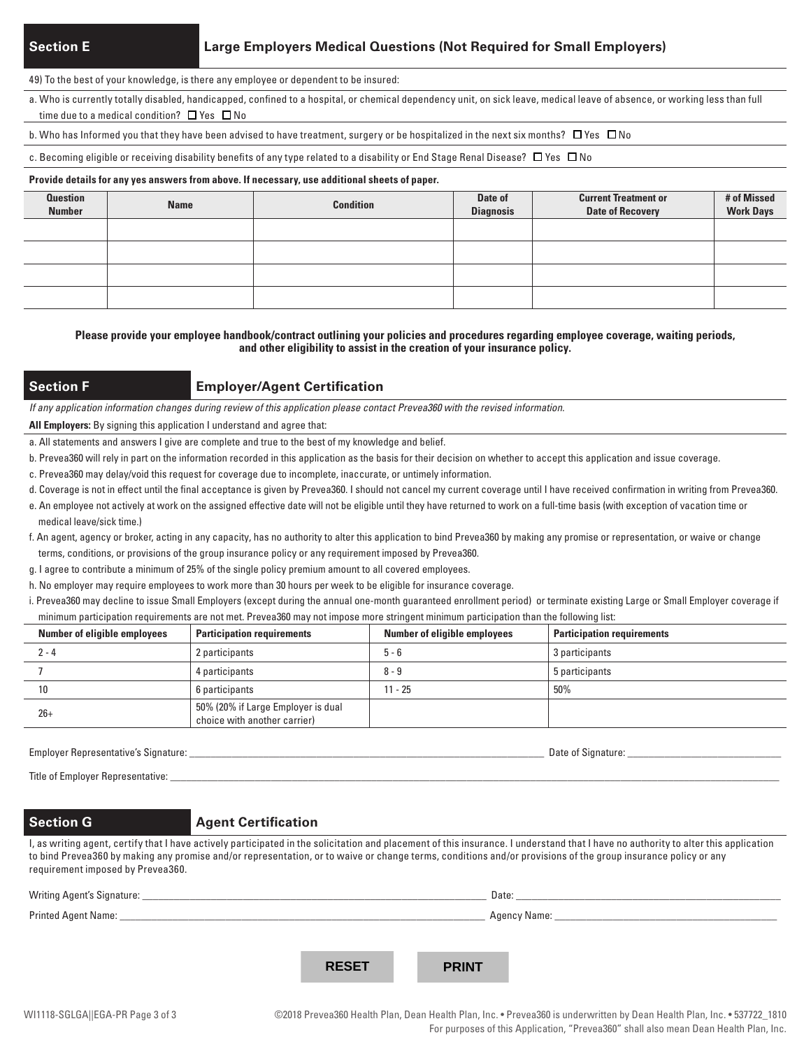## Section E Large Employers Medical Questions (Not Required for Small Employers)

49) To the best of your knowledge, is there any employee or dependent to be insured:

a. Who is currently totally disabled, handicapped, confined to a hospital, or chemical dependency unit, on sick leave, medical leave of absence, or working less than full time due to a medical condition? ☐ Yes ☐ No

b. Who has Informed you that they have been advised to have treatment, surgery or be hospitalized in the next six months? ☐ Yes ☐ No

c. Becoming eligible or receiving disability benefits of any type related to a disability or End Stage Renal Disease? ☐ Yes ☐ No

**Provide details for any yes answers from above. If necessary, use additional sheets of paper.**

| Question Number | Name | Condition | Date of Diagnosis | Current Treatment or Date of Recovery | # of Missed Work Days |
|---|---|---|---|---|---|
| | | | | | |
| | | | | | |
| | | | | | |
| | | | | | |

**Please provide your employee handbook/contract outlining your policies and procedures regarding employee coverage, waiting periods, and other eligibility to assist in the creation of your insurance policy.**

## Section F Employer/Agent Certification

*If any application information changes during review of this application please contact Prevea360 with the revised information.*

**All Employers:** By signing this application I understand and agree that:

a. All statements and answers I give are complete and true to the best of my knowledge and belief.

b. Prevea360 will rely in part on the information recorded in this application as the basis for their decision on whether to accept this application and issue coverage.

c. Prevea360 may delay/void this request for coverage due to incomplete, inaccurate, or untimely information.

d. Coverage is not in effect until the final acceptance is given by Prevea360. I should not cancel my current coverage until I have received confirmation in writing from Prevea360.

e. An employee not actively at work on the assigned effective date will not be eligible until they have returned to work on a full-time basis (with exception of vacation time or medical leave/sick time.)

f. An agent, agency or broker, acting in any capacity, has no authority to alter this application to bind Prevea360 by making any promise or representation, or waive or change terms, conditions, or provisions of the group insurance policy or any requirement imposed by Prevea360.

g. I agree to contribute a minimum of 25% of the single policy premium amount to all covered employees.

h. No employer may require employees to work more than 30 hours per week to be eligible for insurance coverage.

i. Prevea360 may decline to issue Small Employers (except during the annual one-month guaranteed enrollment period) or terminate existing Large or Small Employer coverage if minimum participation requirements are not met. Prevea360 may not impose more stringent minimum participation than the following list:

| Number of eligible employees | Participation requirements | Number of eligible employees | Participation requirements |
|---|---|---|---|
| 2 - 4 | 2 participants | 5 - 6 | 3 participants |
| 7 | 4 participants | 8 - 9 | 5 participants |
| 10 | 6 participants | 11 - 25 | 50% |
| 26+ | 50% (20% if Large Employer is dual choice with another carrier) | | |

Employer Representative's Signature: ______________________ Date of Signature: ______________________

Title of Employer Representative: ______________________

## Section G Agent Certification

I, as writing agent, certify that I have actively participated in the solicitation and placement of this insurance. I understand that I have no authority to alter this application to bind Prevea360 by making any promise and/or representation, or to waive or change terms, conditions and/or provisions of the group insurance policy or any requirement imposed by Prevea360.

Writing Agent's Signature: ______________________ Date: ______________________

Printed Agent Name: ______________________ Agency Name: ______________________

RESET PRINT

WI1118-SGLGA||EGA-PR

©2018 Prevea360 Health Plan, Dean Health Plan, Inc. • Prevea360 is underwritten by Dean Health Plan, Inc. • 537722_1810
For purposes of this Application, "Prevea360" shall also mean Dean Health Plan, Inc.